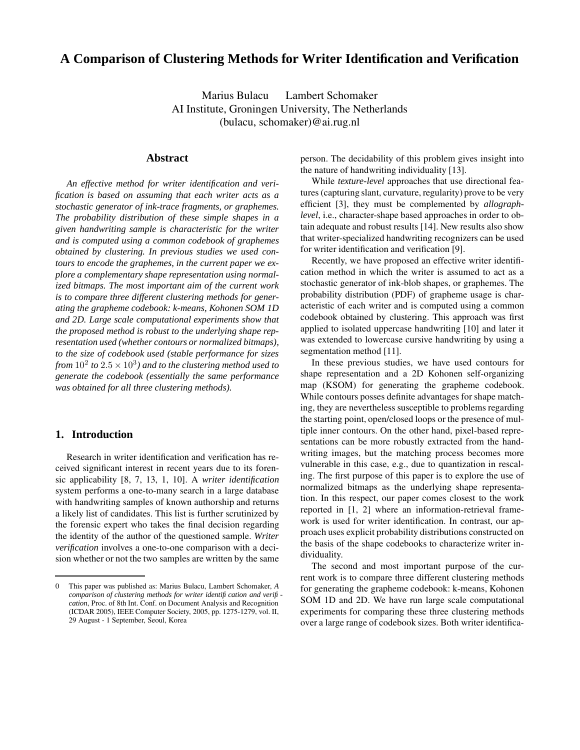# A Comparison of Clustering Methods for Writer Identification and Verification

Marius Bulacu Lambert Schomaker
AI Institute, Groningen University, The Netherlands
(bulacu, schomaker)@ai.rug.nl

## Abstract

*An effective method for writer identification and verification is based on assuming that each writer acts as a stochastic generator of ink-trace fragments, or graphemes. The probability distribution of these simple shapes in a given handwriting sample is characteristic for the writer and is computed using a common codebook of graphemes obtained by clustering. In previous studies we used contours to encode the graphemes, in the current paper we explore a complementary shape representation using normalized bitmaps. The most important aim of the current work is to compare three different clustering methods for generating the grapheme codebook: k-means, Kohonen SOM 1D and 2D. Large scale computational experiments show that the proposed method is robust to the underlying shape representation used (whether contours or normalized bitmaps), to the size of codebook used (stable performance for sizes from $10^2$ to $2.5 \times 10^3$) and to the clustering method used to generate the codebook (essentially the same performance was obtained for all three clustering methods).*

## 1. Introduction

Research in writer identification and verification has received significant interest in recent years due to its forensic applicability [8, 7, 13, 1, 10]. A *writer identification* system performs a one-to-many search in a large database with handwriting samples of known authorship and returns a likely list of candidates. This list is further scrutinized by the forensic expert who takes the final decision regarding the identity of the author of the questioned sample. *Writer verification* involves a one-to-one comparison with a decision whether or not the two samples are written by the same person. The decidability of this problem gives insight into the nature of handwriting individuality [13].

While *texture-level* approaches that use directional features (capturing slant, curvature, regularity) prove to be very efficient [3], they must be complemented by *allograph-level*, i.e., character-shape based approaches in order to obtain adequate and robust results [14]. New results also show that writer-specialized handwriting recognizers can be used for writer identification and verification [9].

Recently, we have proposed an effective writer identification method in which the writer is assumed to act as a stochastic generator of ink-blob shapes, or graphemes. The probability distribution (PDF) of grapheme usage is characteristic of each writer and is computed using a common codebook obtained by clustering. This approach was first applied to isolated uppercase handwriting [10] and later it was extended to lowercase cursive handwriting by using a segmentation method [11].

In these previous studies, we have used contours for shape representation and a 2D Kohonen self-organizing map (KSOM) for generating the grapheme codebook. While contours posses definite advantages for shape matching, they are nevertheless susceptible to problems regarding the starting point, open/closed loops or the presence of multiple inner contours. On the other hand, pixel-based representations can be more robustly extracted from the handwriting images, but the matching process becomes more vulnerable in this case, e.g., due to quantization in rescaling. The first purpose of this paper is to explore the use of normalized bitmaps as the underlying shape representation. In this respect, our paper comes closest to the work reported in [1, 2] where an information-retrieval framework is used for writer identification. In contrast, our approach uses explicit probability distributions constructed on the basis of the shape codebooks to characterize writer individuality.

The second and most important purpose of the current work is to compare three different clustering methods for generating the grapheme codebook: k-means, Kohonen SOM 1D and 2D. We have run large scale computational experiments for comparing these three clustering methods over a large range of codebook sizes. Both writer identifica-

0 This paper was published as: Marius Bulacu, Lambert Schomaker, *A comparison of clustering methods for writer identification and verification*, Proc. of 8th Int. Conf. on Document Analysis and Recognition (ICDAR 2005), IEEE Computer Society, 2005, pp. 1275-1279, vol. II, 29 August - 1 September, Seoul, Korea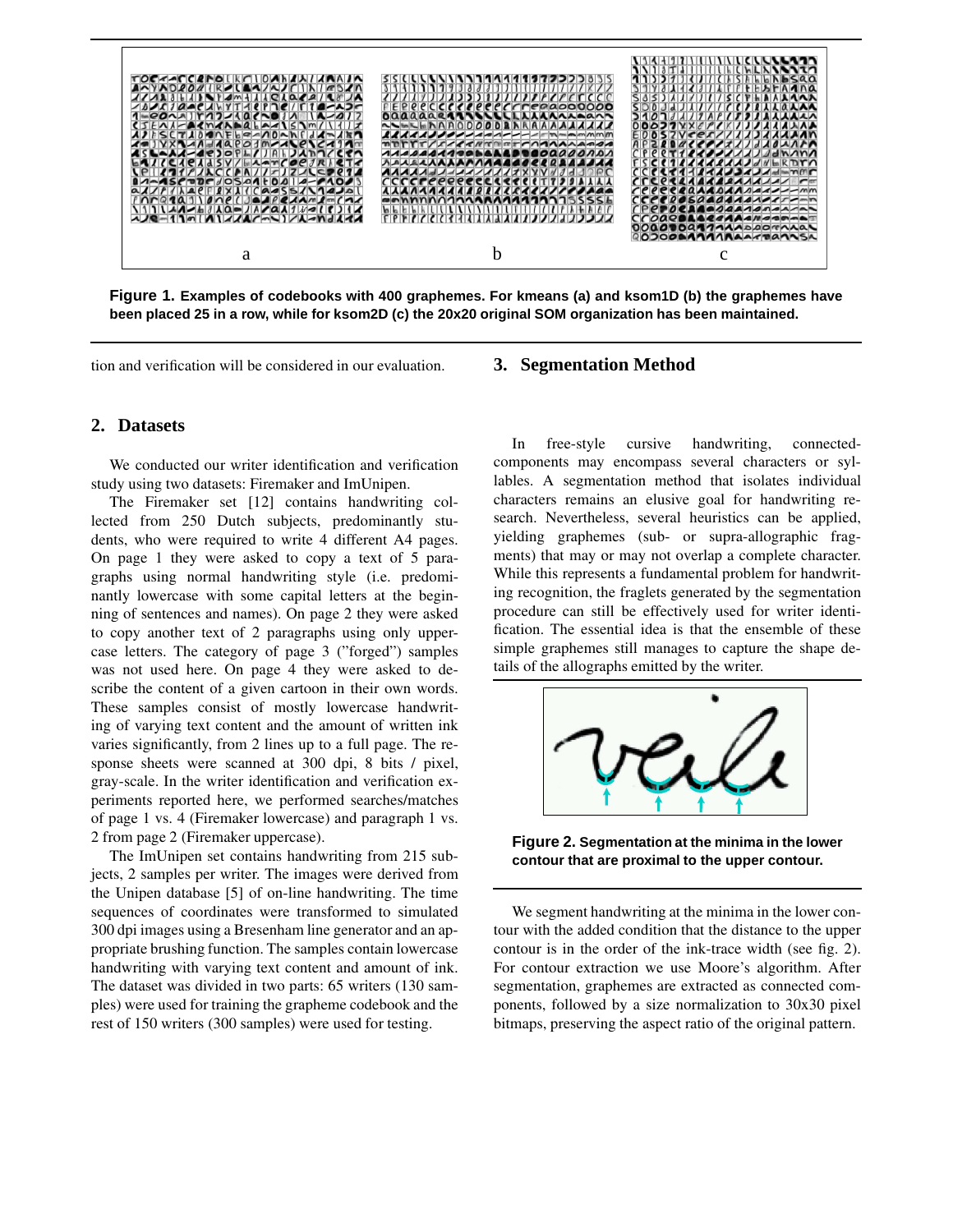Figure 1. Examples of codebooks with 400 graphemes. For kmeans (a) and ksom1D (b) the graphemes have been placed 25 in a row, while for ksom2D (c) the 20x20 original SOM organization has been maintained.

tion and verification will be considered in our evaluation.

## 2. Datasets

We conducted our writer identification and verification study using two datasets: Firemaker and ImUnipen.

The Firemaker set [12] contains handwriting collected from 250 Dutch subjects, predominantly students, who were required to write 4 different A4 pages. On page 1 they were asked to copy a text of 5 paragraphs using normal handwriting style (i.e. predominantly lowercase with some capital letters at the beginning of sentences and names). On page 2 they were asked to copy another text of 2 paragraphs using only uppercase letters. The category of page 3 ("forged") samples was not used here. On page 4 they were asked to describe the content of a given cartoon in their own words. These samples consist of mostly lowercase handwriting of varying text content and the amount of written ink varies significantly, from 2 lines up to a full page. The response sheets were scanned at 300 dpi, 8 bits / pixel, gray-scale. In the writer identification and verification experiments reported here, we performed searches/matches of page 1 vs. 4 (Firemaker lowercase) and paragraph 1 vs. 2 from page 2 (Firemaker uppercase).

The ImUnipen set contains handwriting from 215 subjects, 2 samples per writer. The images were derived from the Unipen database [5] of on-line handwriting. The time sequences of coordinates were transformed to simulated 300 dpi images using a Bresenham line generator and an appropriate brushing function. The samples contain lowercase handwriting with varying text content and amount of ink. The dataset was divided in two parts: 65 writers (130 samples) were used for training the grapheme codebook and the rest of 150 writers (300 samples) were used for testing.

## 3. Segmentation Method

In free-style cursive handwriting, connected-components may encompass several characters or syllables. A segmentation method that isolates individual characters remains an elusive goal for handwriting research. Nevertheless, several heuristics can be applied, yielding graphemes (sub- or supra-allographic fragments) that may or may not overlap a complete character. While this represents a fundamental problem for handwriting recognition, the fraglets generated by the segmentation procedure can still be effectively used for writer identification. The essential idea is that the ensemble of these simple graphemes still manages to capture the shape details of the allographs emitted by the writer.

Figure 2. Segmentation at the minima in the lower contour that are proximal to the upper contour.

We segment handwriting at the minima in the lower contour with the added condition that the distance to the upper contour is in the order of the ink-trace width (see fig. 2). For contour extraction we use Moore's algorithm. After segmentation, graphemes are extracted as connected components, followed by a size normalization to 30x30 pixel bitmaps, preserving the aspect ratio of the original pattern.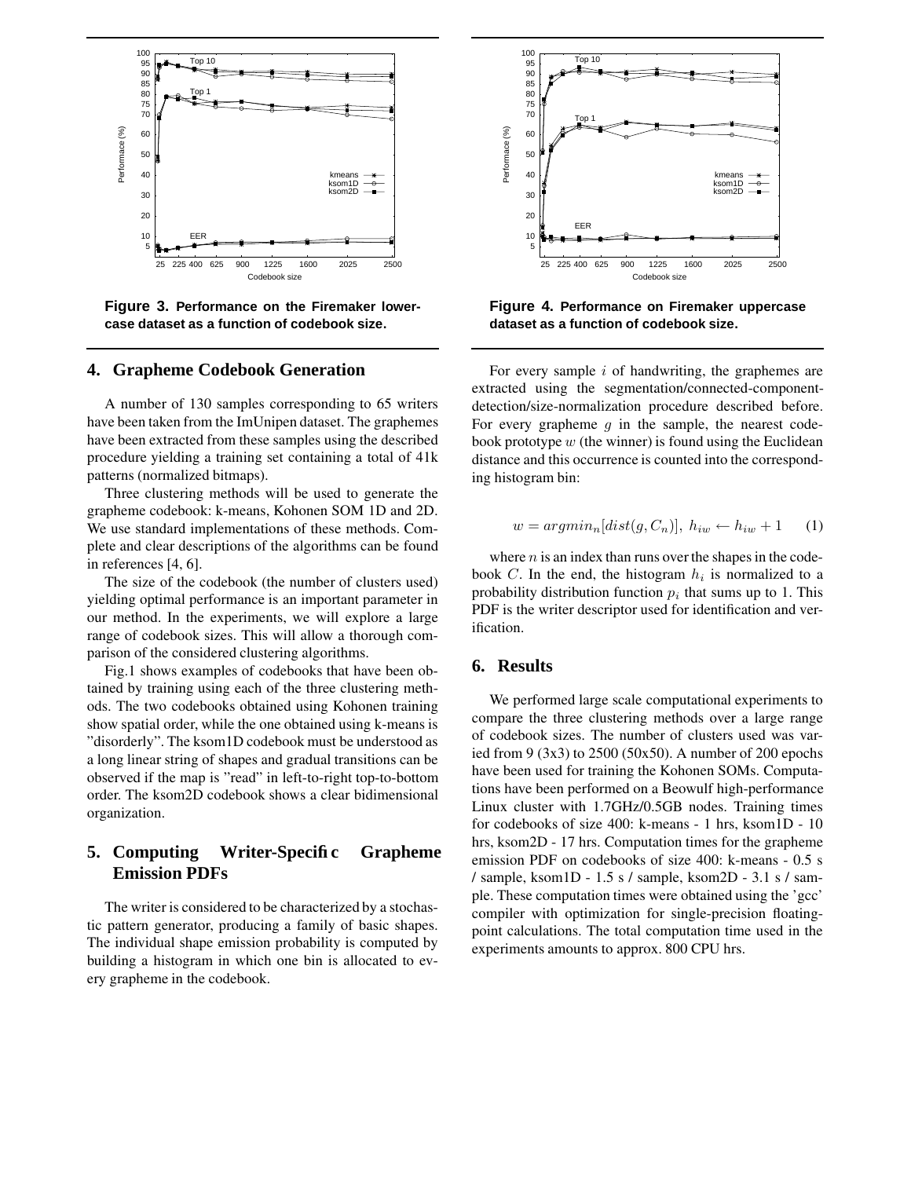Figure 3. Performance on the Firemaker lowercase dataset as a function of codebook size.

Figure 4. Performance on Firemaker uppercase dataset as a function of codebook size.

## 4. Grapheme Codebook Generation

A number of 130 samples corresponding to 65 writers have been taken from the ImUnipen dataset. The graphemes have been extracted from these samples using the described procedure yielding a training set containing a total of 41k patterns (normalized bitmaps).

Three clustering methods will be used to generate the grapheme codebook: k-means, Kohonen SOM 1D and 2D. We use standard implementations of these methods. Complete and clear descriptions of the algorithms can be found in references [4, 6].

The size of the codebook (the number of clusters used) yielding optimal performance is an important parameter in our method. In the experiments, we will explore a large range of codebook sizes. This will allow a thorough comparison of the considered clustering algorithms.

Fig.1 shows examples of codebooks that have been obtained by training using each of the three clustering methods. The two codebooks obtained using Kohonen training show spatial order, while the one obtained using k-means is "disorderly". The ksom1D codebook must be understood as a long linear string of shapes and gradual transitions can be observed if the map is "read" in left-to-right top-to-bottom order. The ksom2D codebook shows a clear bidimensional organization.

## 5. Computing Writer-Specific Grapheme Emission PDFs

The writer is considered to be characterized by a stochastic pattern generator, producing a family of basic shapes. The individual shape emission probability is computed by building a histogram in which one bin is allocated to every grapheme in the codebook.

For every sample $i$ of handwriting, the graphemes are extracted using the segmentation/connected-component-detection/size-normalization procedure described before. For every grapheme $g$ in the sample, the nearest codebook prototype $w$ (the winner) is found using the Euclidean distance and this occurrence is counted into the corresponding histogram bin:

$$w = argmin_n[dist(g, C_n)],\ h_{iw} \leftarrow h_{iw} + 1 \qquad (1)$$

where $n$ is an index than runs over the shapes in the codebook $C$. In the end, the histogram $h_i$ is normalized to a probability distribution function $p_i$ that sums up to 1. This PDF is the writer descriptor used for identification and verification.

## 6. Results

We performed large scale computational experiments to compare the three clustering methods over a large range of codebook sizes. The number of clusters used was varied from 9 (3x3) to 2500 (50x50). A number of 200 epochs have been used for training the Kohonen SOMs. Computations have been performed on a Beowulf high-performance Linux cluster with 1.7GHz/0.5GB nodes. Training times for codebooks of size 400: k-means - 1 hrs, ksom1D - 10 hrs, ksom2D - 17 hrs. Computation times for the grapheme emission PDF on codebooks of size 400: k-means - 0.5 s / sample, ksom1D - 1.5 s / sample, ksom2D - 3.1 s / sample. These computation times were obtained using the 'gcc' compiler with optimization for single-precision floating-point calculations. The total computation time used in the experiments amounts to approx. 800 CPU hrs.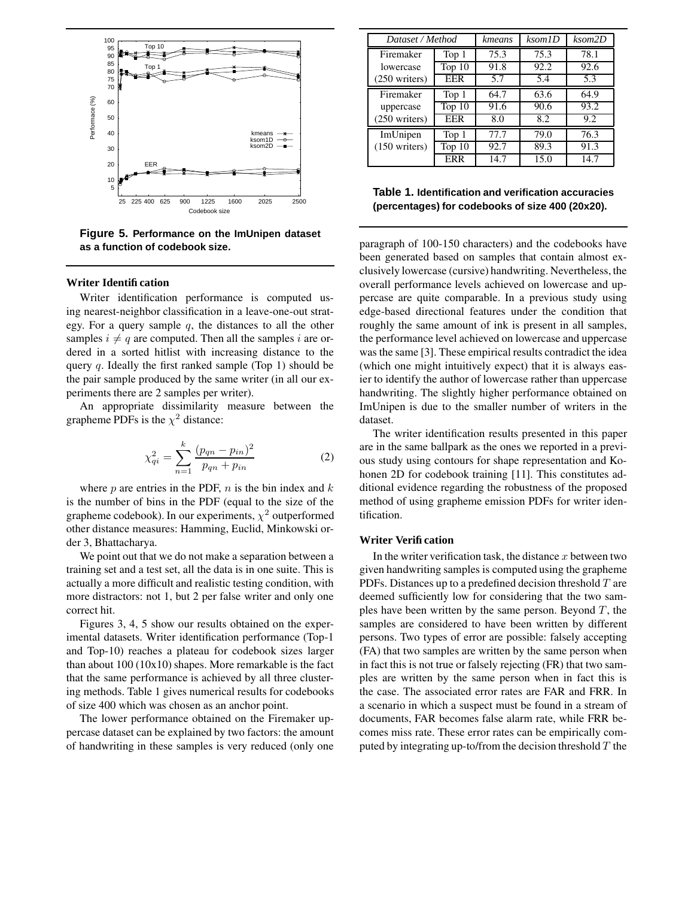Figure 5. Performance on the ImUnipen dataset as a function of codebook size.

### Writer Identification

Writer identification performance is computed using nearest-neighbor classification in a leave-one-out strategy. For a query sample $q$, the distances to all the other samples $i \neq q$ are computed. Then all the samples $i$ are ordered in a sorted hitlist with increasing distance to the query $q$. Ideally the first ranked sample (Top 1) should be the pair sample produced by the same writer (in all our experiments there are 2 samples per writer).

An appropriate dissimilarity measure between the grapheme PDFs is the $\chi^2$ distance:

$$\chi^2_{qi} = \sum_{n=1}^{k} \frac{(p_{qn} - p_{in})^2}{p_{qn} + p_{in}} \qquad (2)$$

where $p$ are entries in the PDF, $n$ is the bin index and $k$ is the number of bins in the PDF (equal to the size of the grapheme codebook). In our experiments, $\chi^2$ outperformed other distance measures: Hamming, Euclid, Minkowski order 3, Bhattacharya.

We point out that we do not make a separation between a training set and a test set, all the data is in one suite. This is actually a more difficult and realistic testing condition, with more distractors: not 1, but 2 per false writer and only one correct hit.

Figures 3, 4, 5 show our results obtained on the experimental datasets. Writer identification performance (Top-1 and Top-10) reaches a plateau for codebook sizes larger than about 100 (10x10) shapes. More remarkable is the fact that the same performance is achieved by all three clustering methods. Table 1 gives numerical results for codebooks of size 400 which was chosen as an anchor point.

The lower performance obtained on the Firemaker uppercase dataset can be explained by two factors: the amount of handwriting in these samples is very reduced (only one paragraph of 100-150 characters) and the codebooks have been generated based on samples that contain almost exclusively lowercase (cursive) handwriting. Nevertheless, the overall performance levels achieved on lowercase and uppercase are quite comparable. In a previous study using edge-based directional features under the condition that roughly the same amount of ink is present in all samples, the performance level achieved on lowercase and uppercase was the same [3]. These empirical results contradict the idea (which one might intuitively expect) that it is always easier to identify the author of lowercase rather than uppercase handwriting. The slightly higher performance obtained on ImUnipen is due to the smaller number of writers in the dataset.

| *Dataset / Method* | | *kmeans* | *ksom1D* | *ksom2D* |
|---|---|---|---|---|
| Firemaker lowercase (250 writers) | Top 1 | 75.3 | 75.3 | 78.1 |
| | Top 10 | 91.8 | 92.2 | 92.6 |
| | EER | 5.7 | 5.4 | 5.3 |
| Firemaker uppercase (250 writers) | Top 1 | 64.7 | 63.6 | 64.9 |
| | Top 10 | 91.6 | 90.6 | 93.2 |
| | EER | 8.0 | 8.2 | 9.2 |
| ImUnipen (150 writers) | Top 1 | 77.7 | 79.0 | 76.3 |
| | Top 10 | 92.7 | 89.3 | 91.3 |
| | ERR | 14.7 | 15.0 | 14.7 |

**Table 1. Identification and verification accuracies (percentages) for codebooks of size 400 (20x20).**

The writer identification results presented in this paper are in the same ballpark as the ones we reported in a previous study using contours for shape representation and Kohonen 2D for codebook training [11]. This constitutes additional evidence regarding the robustness of the proposed method of using grapheme emission PDFs for writer identification.

### Writer Verification

In the writer verification task, the distance $x$ between two given handwriting samples is computed using the grapheme PDFs. Distances up to a predefined decision threshold $T$ are deemed sufficiently low for considering that the two samples have been written by the same person. Beyond $T$, the samples are considered to have been written by different persons. Two types of error are possible: falsely accepting (FA) that two samples are written by the same person when in fact this is not true or falsely rejecting (FR) that two samples are written by the same person when in fact this is the case. The associated error rates are FAR and FRR. In a scenario in which a suspect must be found in a stream of documents, FAR becomes false alarm rate, while FRR becomes miss rate. These error rates can be empirically computed by integrating up-to/from the decision threshold $T$ the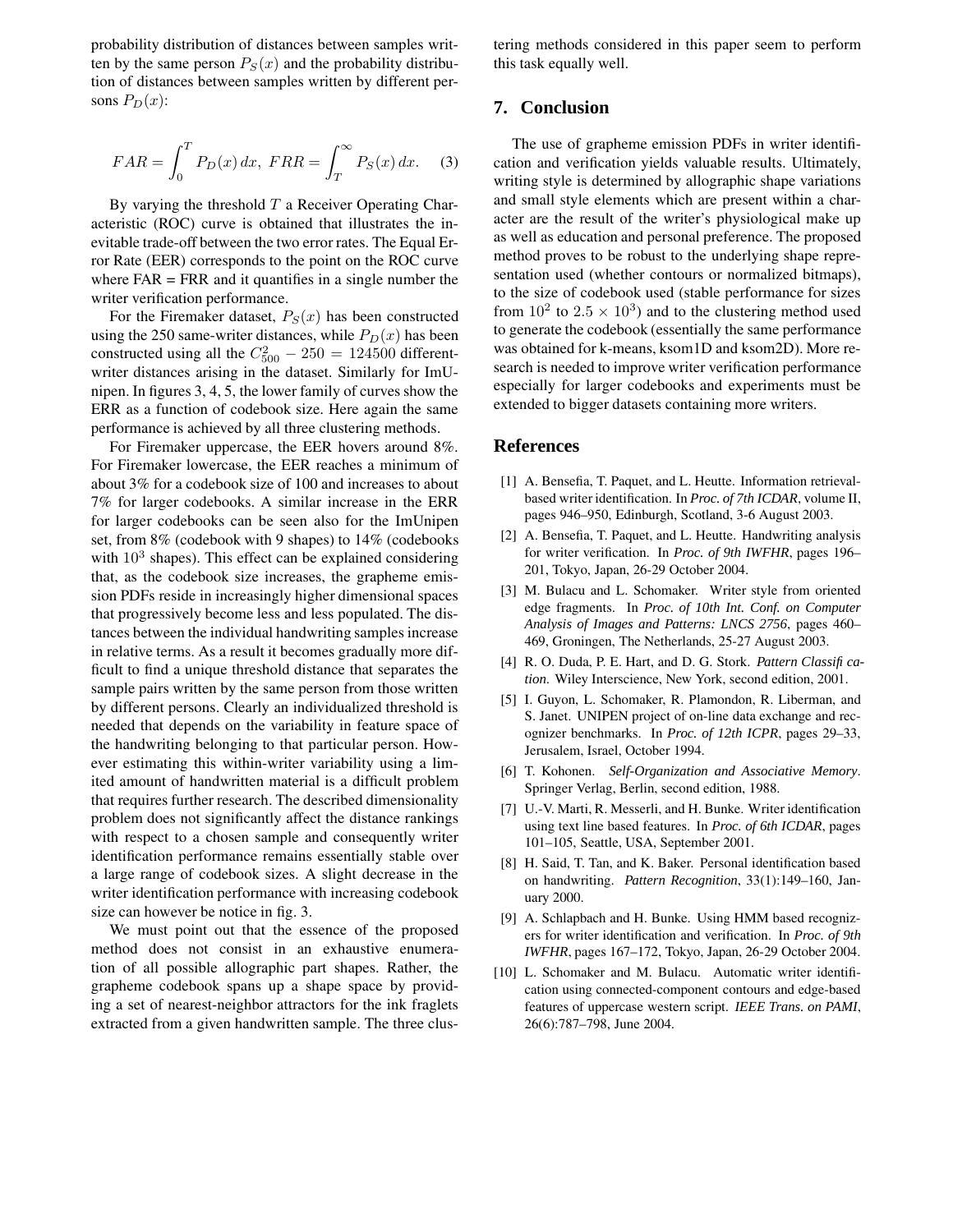probability distribution of distances between samples written by the same person $P_S(x)$ and the probability distribution of distances between samples written by different persons $P_D(x)$:

$$FAR = \int_0^T P_D(x)\,dx,\ FRR = \int_T^\infty P_S(x)\,dx. \quad (3)$$

By varying the threshold $T$ a Receiver Operating Characteristic (ROC) curve is obtained that illustrates the inevitable trade-off between the two error rates. The Equal Error Rate (EER) corresponds to the point on the ROC curve where FAR = FRR and it quantifies in a single number the writer verification performance.

For the Firemaker dataset, $P_S(x)$ has been constructed using the 250 same-writer distances, while $P_D(x)$ has been constructed using all the $C_{500}^2 - 250 = 124500$ different-writer distances arising in the dataset. Similarly for ImUnipen. In figures 3, 4, 5, the lower family of curves show the ERR as a function of codebook size. Here again the same performance is achieved by all three clustering methods.

For Firemaker uppercase, the EER hovers around 8%. For Firemaker lowercase, the EER reaches a minimum of about 3% for a codebook size of 100 and increases to about 7% for larger codebooks. A similar increase in the ERR for larger codebooks can be seen also for the ImUnipen set, from 8% (codebook with 9 shapes) to 14% (codebooks with $10^3$ shapes). This effect can be explained considering that, as the codebook size increases, the grapheme emission PDFs reside in increasingly higher dimensional spaces that progressively become less and less populated. The distances between the individual handwriting samples increase in relative terms. As a result it becomes gradually more difficult to find a unique threshold distance that separates the sample pairs written by the same person from those written by different persons. Clearly an individualized threshold is needed that depends on the variability in feature space of the handwriting belonging to that particular person. However estimating this within-writer variability using a limited amount of handwritten material is a difficult problem that requires further research. The described dimensionality problem does not significantly affect the distance rankings with respect to a chosen sample and consequently writer identification performance remains essentially stable over a large range of codebook sizes. A slight decrease in the writer identification performance with increasing codebook size can however be notice in fig. 3.

We must point out that the essence of the proposed method does not consist in an exhaustive enumeration of all possible allographic part shapes. Rather, the grapheme codebook spans up a shape space by providing a set of nearest-neighbor attractors for the ink fraglets extracted from a given handwritten sample. The three clustering methods considered in this paper seem to perform this task equally well.

## 7. Conclusion

The use of grapheme emission PDFs in writer identification and verification yields valuable results. Ultimately, writing style is determined by allographic shape variations and small style elements which are present within a character are the result of the writer's physiological make up as well as education and personal preference. The proposed method proves to be robust to the underlying shape representation used (whether contours or normalized bitmaps), to the size of codebook used (stable performance for sizes from $10^2$ to $2.5 \times 10^3$) and to the clustering method used to generate the codebook (essentially the same performance was obtained for k-means, ksom1D and ksom2D). More research is needed to improve writer verification performance especially for larger codebooks and experiments must be extended to bigger datasets containing more writers.

## References

[1] A. Bensefia, T. Paquet, and L. Heutte. Information retrieval-based writer identification. In *Proc. of 7th ICDAR*, volume II, pages 946–950, Edinburgh, Scotland, 3-6 August 2003.

[2] A. Bensefia, T. Paquet, and L. Heutte. Handwriting analysis for writer verification. In *Proc. of 9th IWFHR*, pages 196–201, Tokyo, Japan, 26-29 October 2004.

[3] M. Bulacu and L. Schomaker. Writer style from oriented edge fragments. In *Proc. of 10th Int. Conf. on Computer Analysis of Images and Patterns: LNCS 2756*, pages 460–469, Groningen, The Netherlands, 25-27 August 2003.

[4] R. O. Duda, P. E. Hart, and D. G. Stork. *Pattern Classification*. Wiley Interscience, New York, second edition, 2001.

[5] I. Guyon, L. Schomaker, R. Plamondon, R. Liberman, and S. Janet. UNIPEN project of on-line data exchange and recognizer benchmarks. In *Proc. of 12th ICPR*, pages 29–33, Jerusalem, Israel, October 1994.

[6] T. Kohonen. *Self-Organization and Associative Memory*. Springer Verlag, Berlin, second edition, 1988.

[7] U.-V. Marti, R. Messerli, and H. Bunke. Writer identification using text line based features. In *Proc. of 6th ICDAR*, pages 101–105, Seattle, USA, September 2001.

[8] H. Said, T. Tan, and K. Baker. Personal identification based on handwriting. *Pattern Recognition*, 33(1):149–160, January 2000.

[9] A. Schlapbach and H. Bunke. Using HMM based recognizers for writer identification and verification. In *Proc. of 9th IWFHR*, pages 167–172, Tokyo, Japan, 26-29 October 2004.

[10] L. Schomaker and M. Bulacu. Automatic writer identification using connected-component contours and edge-based features of uppercase western script. *IEEE Trans. on PAMI*, 26(6):787–798, June 2004.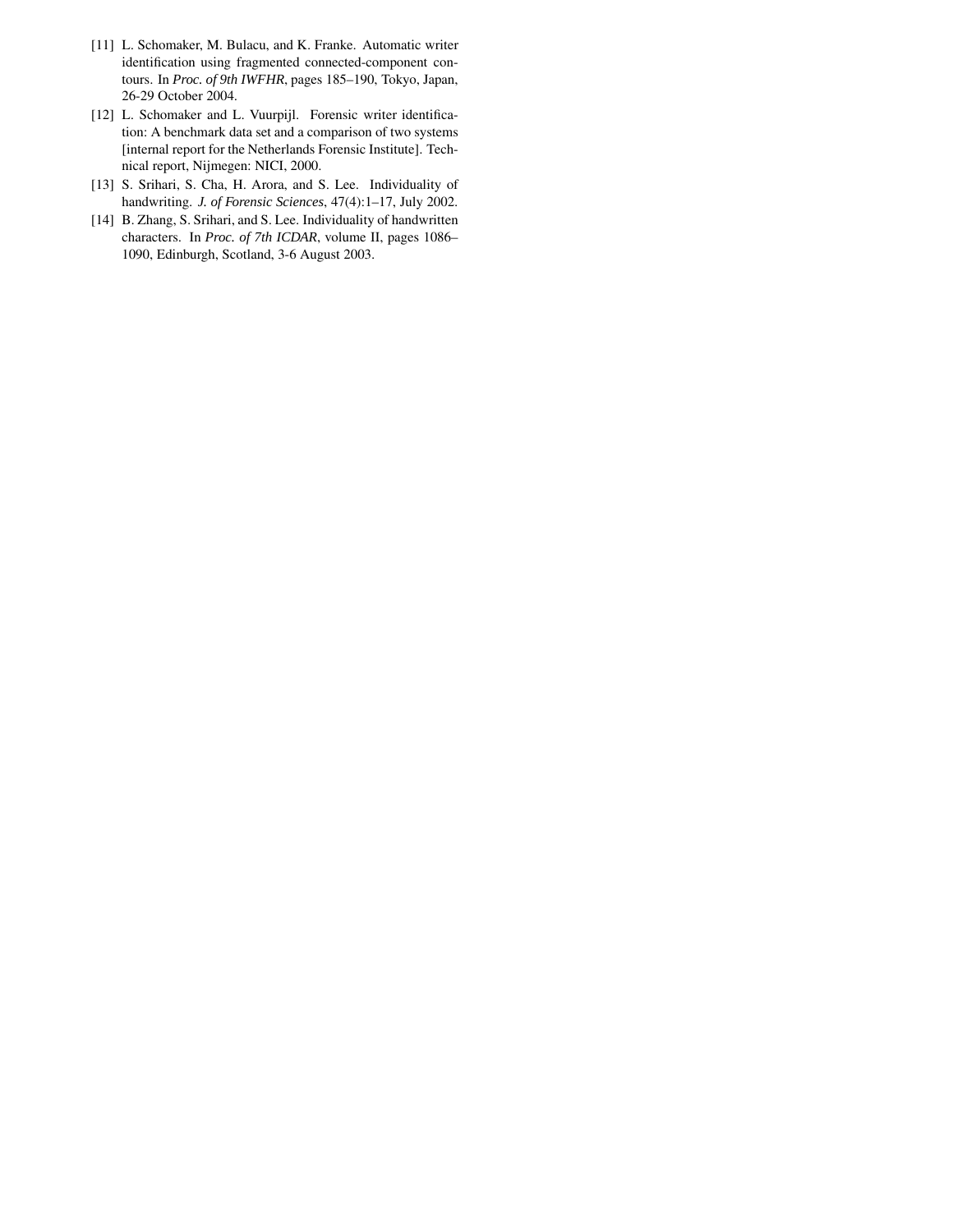[11] L. Schomaker, M. Bulacu, and K. Franke. Automatic writer identification using fragmented connected-component contours. In *Proc. of 9th IWFHR*, pages 185–190, Tokyo, Japan, 26-29 October 2004.

[12] L. Schomaker and L. Vuurpijl. Forensic writer identification: A benchmark data set and a comparison of two systems [internal report for the Netherlands Forensic Institute]. Technical report, Nijmegen: NICI, 2000.

[13] S. Srihari, S. Cha, H. Arora, and S. Lee. Individuality of handwriting. *J. of Forensic Sciences*, 47(4):1–17, July 2002.

[14] B. Zhang, S. Srihari, and S. Lee. Individuality of handwritten characters. In *Proc. of 7th ICDAR*, volume II, pages 1086–1090, Edinburgh, Scotland, 3-6 August 2003.